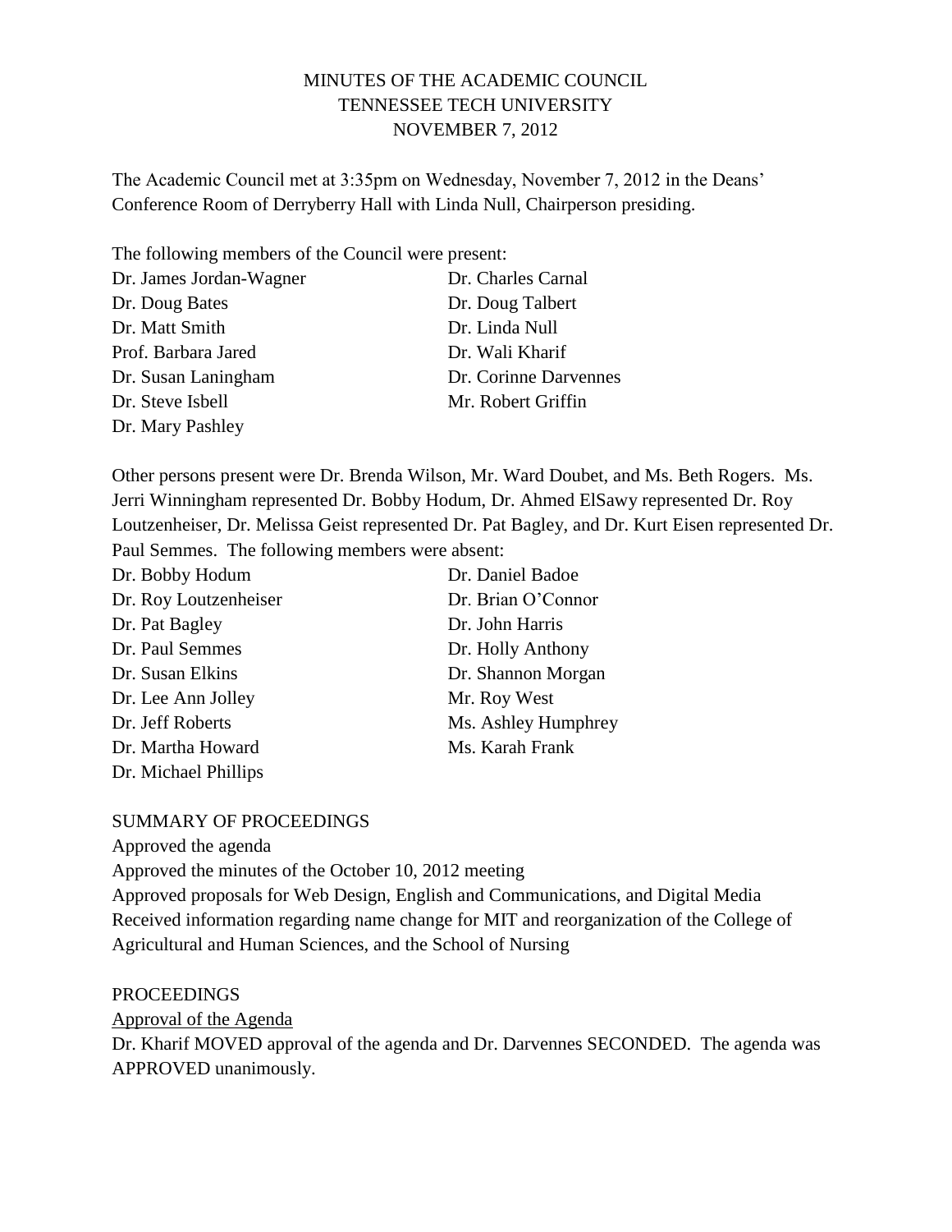# MINUTES OF THE ACADEMIC COUNCIL
## TENNESSEE TECH UNIVERSITY
## NOVEMBER 7, 2012

The Academic Council met at 3:35pm on Wednesday, November 7, 2012 in the Deans' Conference Room of Derryberry Hall with Linda Null, Chairperson presiding.

The following members of the Council were present:

Dr. James Jordan-Wagner
Dr. Doug Bates
Dr. Matt Smith
Prof. Barbara Jared
Dr. Susan Laningham
Dr. Steve Isbell
Dr. Mary Pashley
Dr. Charles Carnal
Dr. Doug Talbert
Dr. Linda Null
Dr. Wali Kharif
Dr. Corinne Darvennes
Mr. Robert Griffin

Other persons present were Dr. Brenda Wilson, Mr. Ward Doubet, and Ms. Beth Rogers. Ms. Jerri Winningham represented Dr. Bobby Hodum, Dr. Ahmed ElSawy represented Dr. Roy Loutzenheiser, Dr. Melissa Geist represented Dr. Pat Bagley, and Dr. Kurt Eisen represented Dr. Paul Semmes. The following members were absent:

Dr. Bobby Hodum
Dr. Roy Loutzenheiser
Dr. Pat Bagley
Dr. Paul Semmes
Dr. Susan Elkins
Dr. Lee Ann Jolley
Dr. Jeff Roberts
Dr. Martha Howard
Dr. Michael Phillips
Dr. Daniel Badoe
Dr. Brian O'Connor
Dr. John Harris
Dr. Holly Anthony
Dr. Shannon Morgan
Mr. Roy West
Ms. Ashley Humphrey
Ms. Karah Frank

SUMMARY OF PROCEEDINGS

Approved the agenda
Approved the minutes of the October 10, 2012 meeting
Approved proposals for Web Design, English and Communications, and Digital Media
Received information regarding name change for MIT and reorganization of the College of Agricultural and Human Sciences, and the School of Nursing

PROCEEDINGS

<u>Approval of the Agenda</u>

Dr. Kharif MOVED approval of the agenda and Dr. Darvennes SECONDED. The agenda was APPROVED unanimously.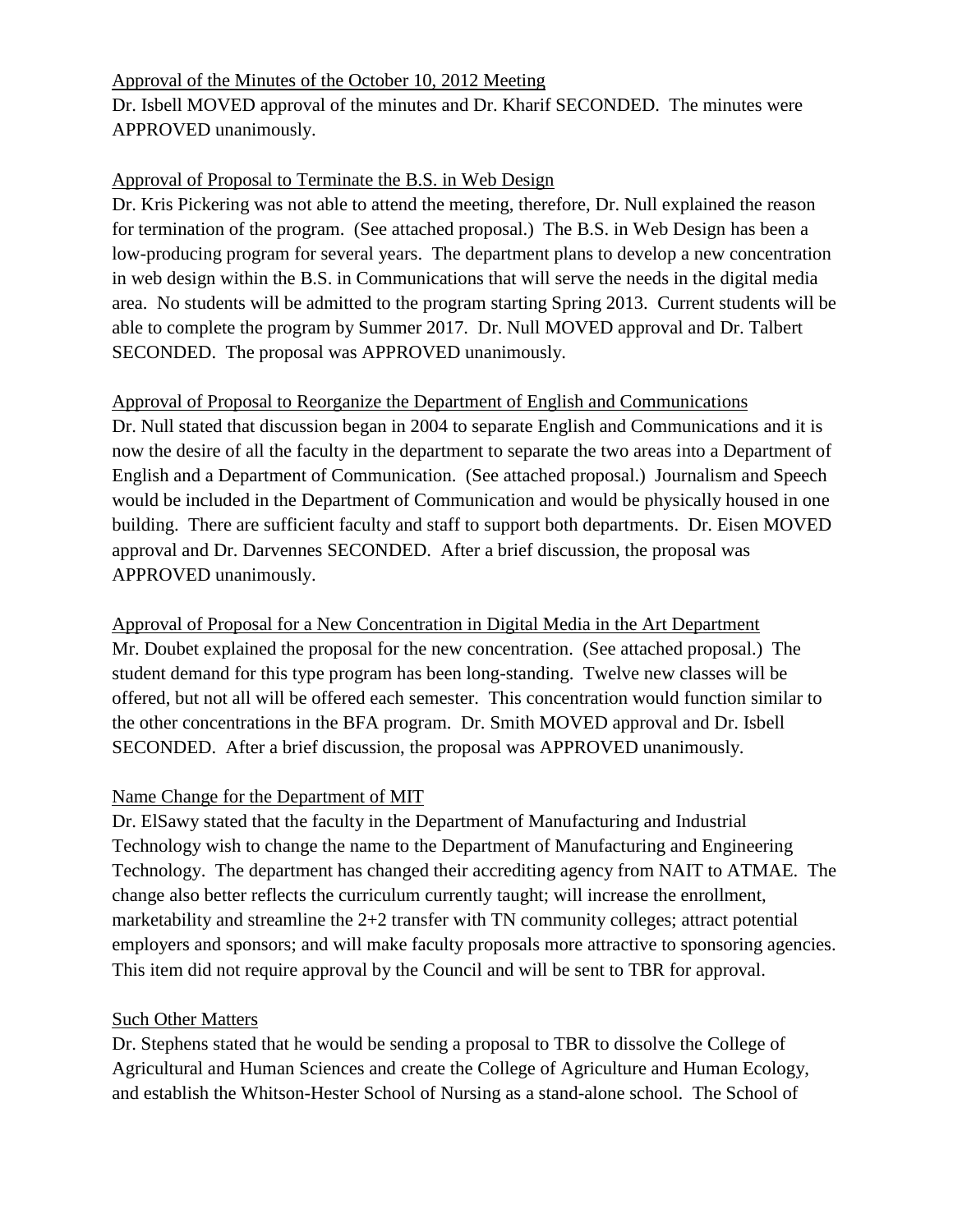Approval of the Minutes of the October 10, 2012 Meeting

Dr. Isbell MOVED approval of the minutes and Dr. Kharif SECONDED. The minutes were APPROVED unanimously.

Approval of Proposal to Terminate the B.S. in Web Design

Dr. Kris Pickering was not able to attend the meeting, therefore, Dr. Null explained the reason for termination of the program. (See attached proposal.) The B.S. in Web Design has been a low-producing program for several years. The department plans to develop a new concentration in web design within the B.S. in Communications that will serve the needs in the digital media area. No students will be admitted to the program starting Spring 2013. Current students will be able to complete the program by Summer 2017. Dr. Null MOVED approval and Dr. Talbert SECONDED. The proposal was APPROVED unanimously.

Approval of Proposal to Reorganize the Department of English and Communications

Dr. Null stated that discussion began in 2004 to separate English and Communications and it is now the desire of all the faculty in the department to separate the two areas into a Department of English and a Department of Communication. (See attached proposal.) Journalism and Speech would be included in the Department of Communication and would be physically housed in one building. There are sufficient faculty and staff to support both departments. Dr. Eisen MOVED approval and Dr. Darvennes SECONDED. After a brief discussion, the proposal was APPROVED unanimously.

Approval of Proposal for a New Concentration in Digital Media in the Art Department

Mr. Doubet explained the proposal for the new concentration. (See attached proposal.) The student demand for this type program has been long-standing. Twelve new classes will be offered, but not all will be offered each semester. This concentration would function similar to the other concentrations in the BFA program. Dr. Smith MOVED approval and Dr. Isbell SECONDED. After a brief discussion, the proposal was APPROVED unanimously.

Name Change for the Department of MIT

Dr. ElSawy stated that the faculty in the Department of Manufacturing and Industrial Technology wish to change the name to the Department of Manufacturing and Engineering Technology. The department has changed their accrediting agency from NAIT to ATMAE. The change also better reflects the curriculum currently taught; will increase the enrollment, marketability and streamline the 2+2 transfer with TN community colleges; attract potential employers and sponsors; and will make faculty proposals more attractive to sponsoring agencies. This item did not require approval by the Council and will be sent to TBR for approval.

Such Other Matters

Dr. Stephens stated that he would be sending a proposal to TBR to dissolve the College of Agricultural and Human Sciences and create the College of Agriculture and Human Ecology, and establish the Whitson-Hester School of Nursing as a stand-alone school. The School of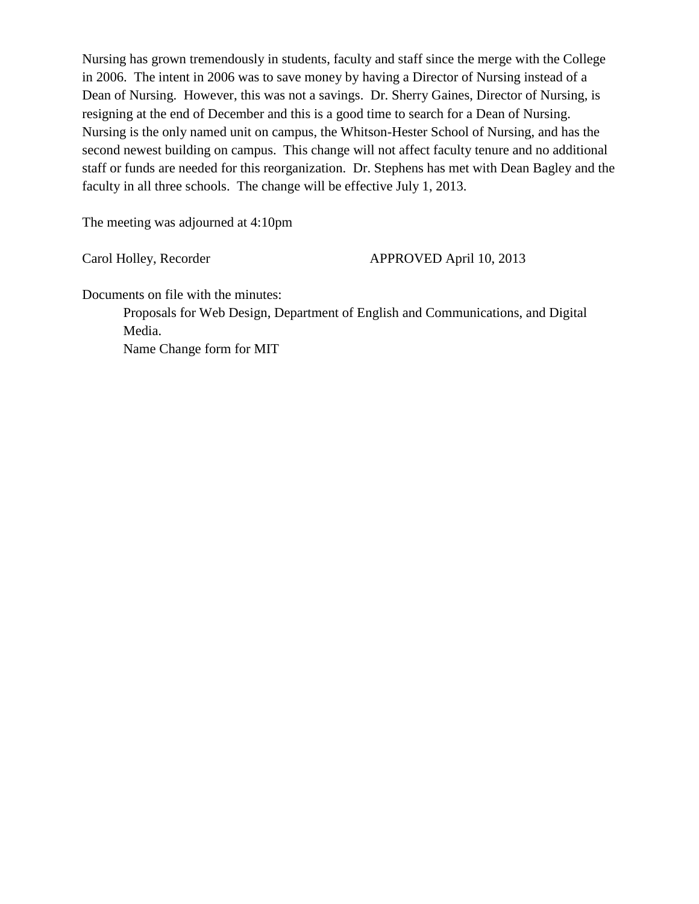Nursing has grown tremendously in students, faculty and staff since the merge with the College in 2006. The intent in 2006 was to save money by having a Director of Nursing instead of a Dean of Nursing. However, this was not a savings. Dr. Sherry Gaines, Director of Nursing, is resigning at the end of December and this is a good time to search for a Dean of Nursing. Nursing is the only named unit on campus, the Whitson-Hester School of Nursing, and has the second newest building on campus. This change will not affect faculty tenure and no additional staff or funds are needed for this reorganization. Dr. Stephens has met with Dean Bagley and the faculty in all three schools. The change will be effective July 1, 2013.

The meeting was adjourned at 4:10pm

Carol Holley, Recorder APPROVED April 10, 2013

Documents on file with the minutes:

Proposals for Web Design, Department of English and Communications, and Digital Media.

Name Change form for MIT